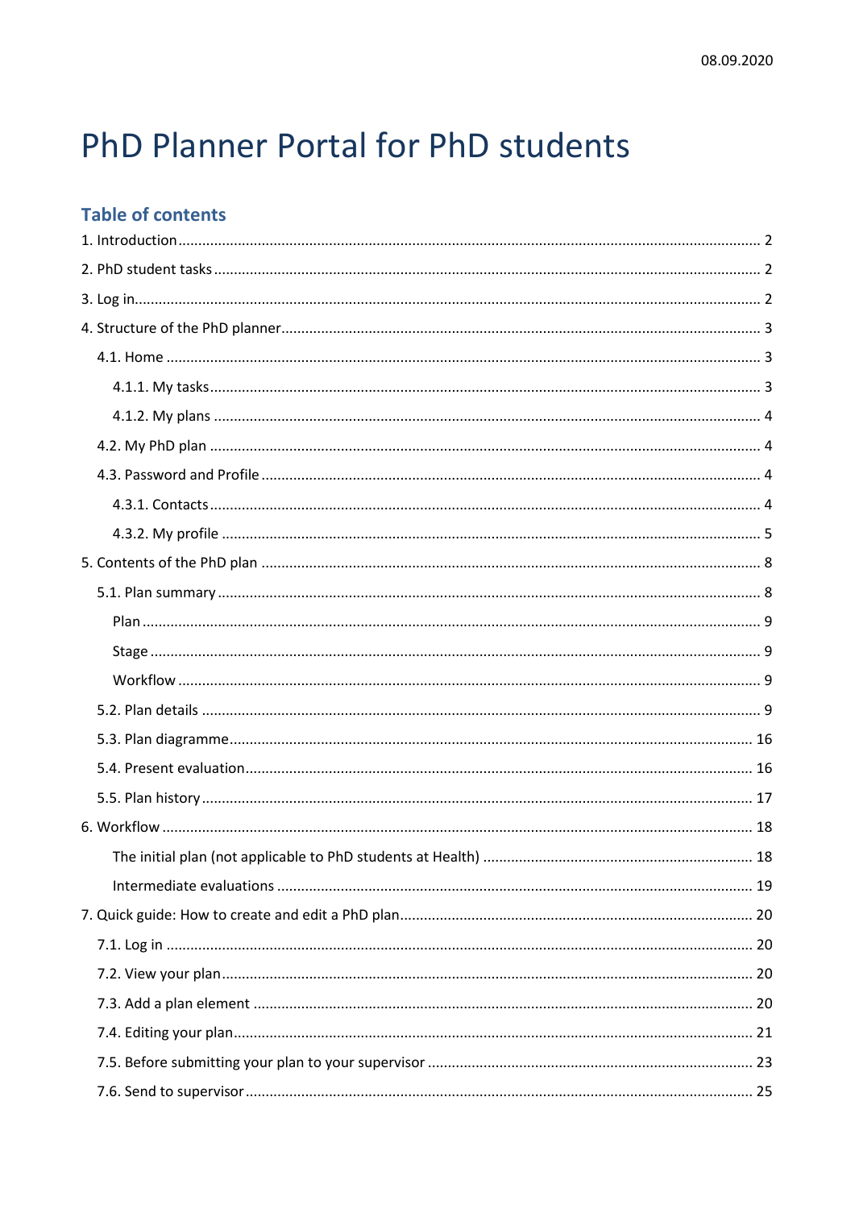08.09.2020

# PhD Planner Portal for PhD students

## Table of contents

1. Introduction ........ 2
2. PhD student tasks ........ 2
3. Log in ........ 2
4. Structure of the PhD planner ........ 3
   - 4.1. Home ........ 3
     - 4.1.1. My tasks ........ 3
     - 4.1.2. My plans ........ 4
   - 4.2. My PhD plan ........ 4
   - 4.3. Password and Profile ........ 4
     - 4.3.1. Contacts ........ 4
     - 4.3.2. My profile ........ 5
5. Contents of the PhD plan ........ 8
   - 5.1. Plan summary ........ 8
     - Plan ........ 9
     - Stage ........ 9
     - Workflow ........ 9
   - 5.2. Plan details ........ 9
   - 5.3. Plan diagramme ........ 16
   - 5.4. Present evaluation ........ 16
   - 5.5. Plan history ........ 17
6. Workflow ........ 18
   - The initial plan (not applicable to PhD students at Health) ........ 18
   - Intermediate evaluations ........ 19
7. Quick guide: How to create and edit a PhD plan ........ 20
   - 7.1. Log in ........ 20
   - 7.2. View your plan ........ 20
   - 7.3. Add a plan element ........ 20
   - 7.4. Editing your plan ........ 21
   - 7.5. Before submitting your plan to your supervisor ........ 23
   - 7.6. Send to supervisor ........ 25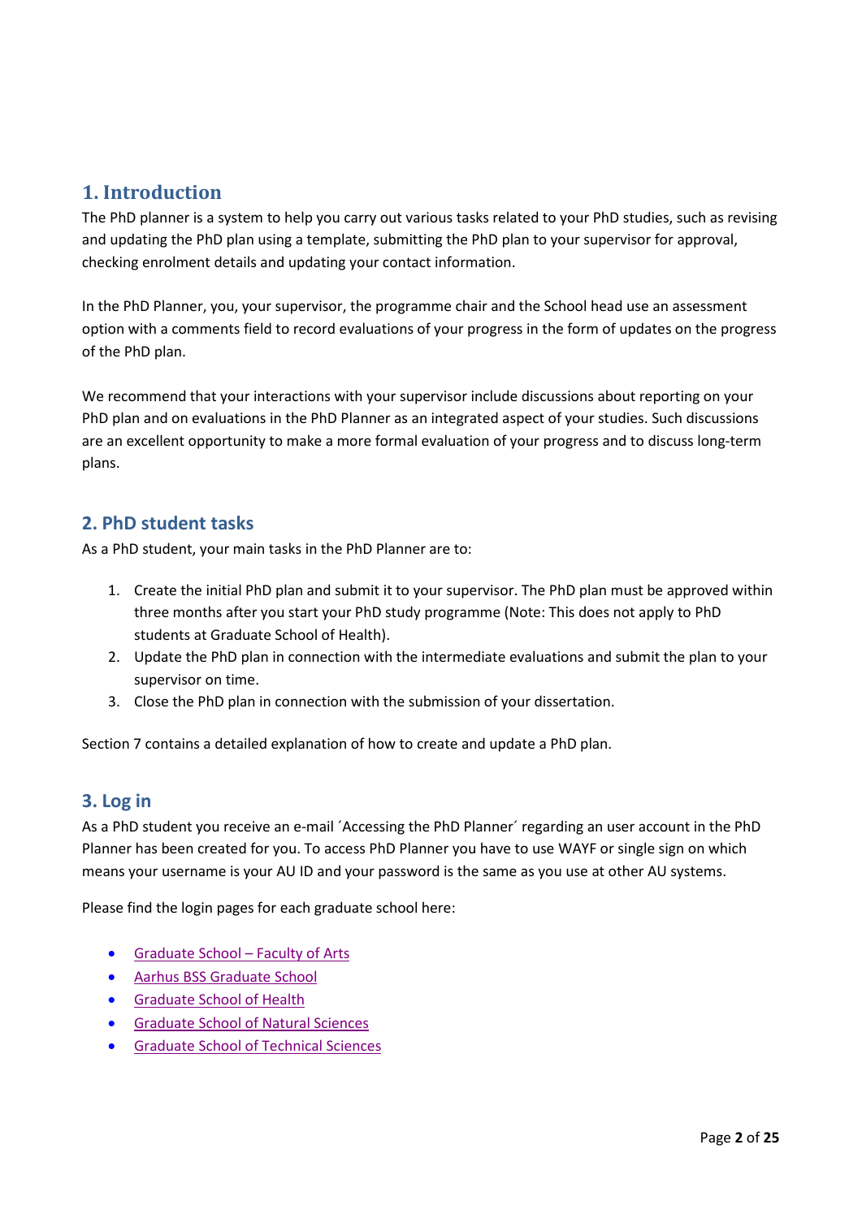## 1. Introduction

The PhD planner is a system to help you carry out various tasks related to your PhD studies, such as revising and updating the PhD plan using a template, submitting the PhD plan to your supervisor for approval, checking enrolment details and updating your contact information.

In the PhD Planner, you, your supervisor, the programme chair and the School head use an assessment option with a comments field to record evaluations of your progress in the form of updates on the progress of the PhD plan.

We recommend that your interactions with your supervisor include discussions about reporting on your PhD plan and on evaluations in the PhD Planner as an integrated aspect of your studies. Such discussions are an excellent opportunity to make a more formal evaluation of your progress and to discuss long-term plans.

## 2. PhD student tasks

As a PhD student, your main tasks in the PhD Planner are to:

1. Create the initial PhD plan and submit it to your supervisor. The PhD plan must be approved within three months after you start your PhD study programme (Note: This does not apply to PhD students at Graduate School of Health).
2. Update the PhD plan in connection with the intermediate evaluations and submit the plan to your supervisor on time.
3. Close the PhD plan in connection with the submission of your dissertation.

Section 7 contains a detailed explanation of how to create and update a PhD plan.

## 3. Log in

As a PhD student you receive an e-mail ´Accessing the PhD Planner´ regarding an user account in the PhD Planner has been created for you. To access PhD Planner you have to use WAYF or single sign on which means your username is your AU ID and your password is the same as you use at other AU systems.

Please find the login pages for each graduate school here:

- Graduate School – Faculty of Arts
- Aarhus BSS Graduate School
- Graduate School of Health
- Graduate School of Natural Sciences
- Graduate School of Technical Sciences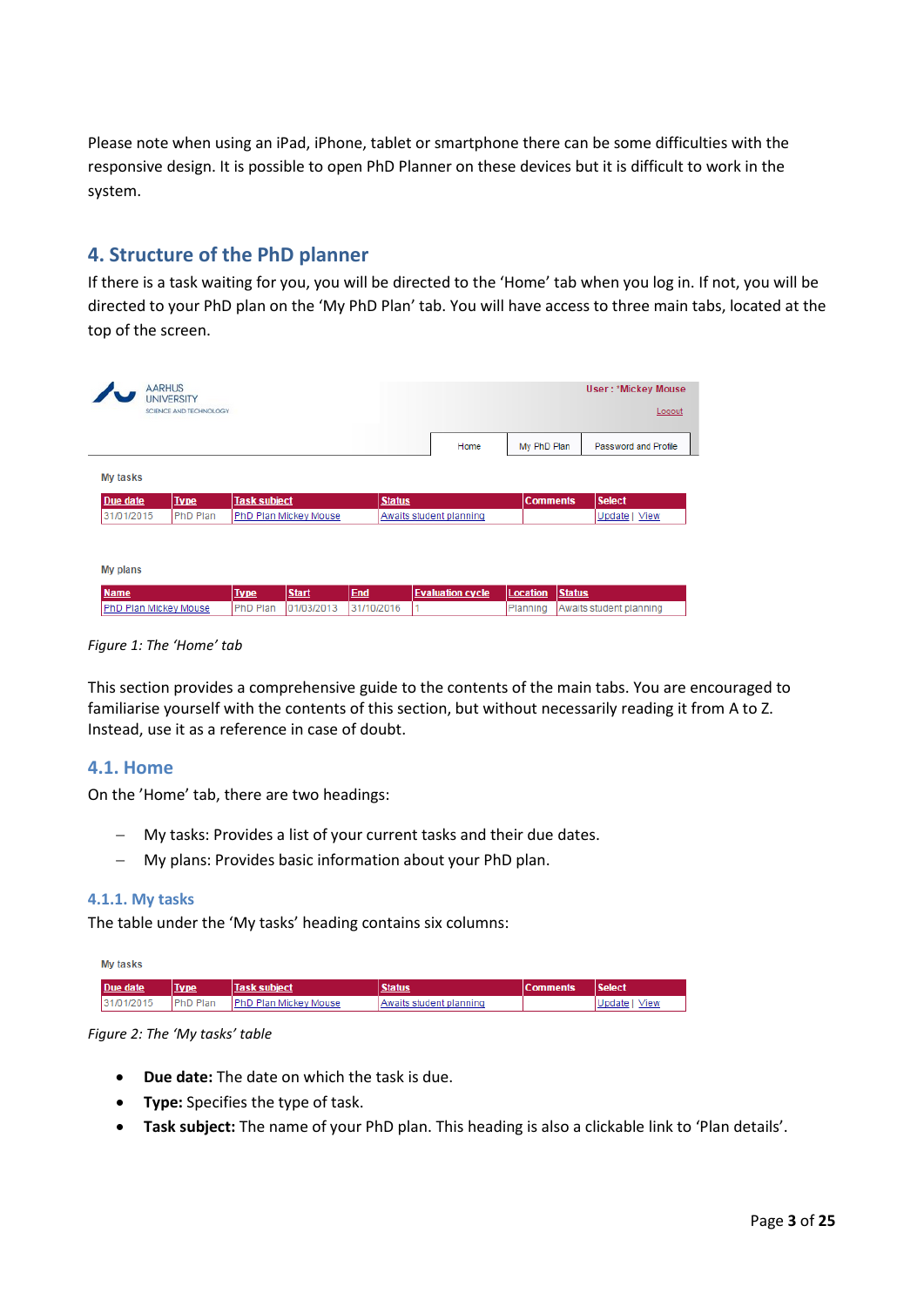Please note when using an iPad, iPhone, tablet or smartphone there can be some difficulties with the responsive design. It is possible to open PhD Planner on these devices but it is difficult to work in the system.

## 4. Structure of the PhD planner

If there is a task waiting for you, you will be directed to the 'Home' tab when you log in. If not, you will be directed to your PhD plan on the 'My PhD Plan' tab. You will have access to three main tabs, located at the top of the screen.

AARHUS UNIVERSITY SCIENCE AND TECHNOLOGY

User : 'Mickey Mouse

Logout

Home | My PhD Plan | Password and Profile

My tasks

| Due date | Type | Task subject | Status | Comments | Select |
|---|---|---|---|---|---|
| 31/01/2015 | PhD Plan | PhD Plan Mickey Mouse | Awaits student planning | | Update \| View |

My plans

| Name | Type | Start | End | Evaluation cycle | Location | Status |
|---|---|---|---|---|---|---|
| PhD Plan Mickey Mouse | PhD Plan | 01/03/2013 | 31/10/2016 | 1 | Planning | Awaits student planning |

*Figure 1: The 'Home' tab*

This section provides a comprehensive guide to the contents of the main tabs. You are encouraged to familiarise yourself with the contents of this section, but without necessarily reading it from A to Z. Instead, use it as a reference in case of doubt.

### 4.1. Home

On the 'Home' tab, there are two headings:

- My tasks: Provides a list of your current tasks and their due dates.
- My plans: Provides basic information about your PhD plan.

#### 4.1.1. My tasks

The table under the 'My tasks' heading contains six columns:

My tasks

| Due date | Type | Task subject | Status | Comments | Select |
|---|---|---|---|---|---|
| 31/01/2015 | PhD Plan | PhD Plan Mickey Mouse | Awaits student planning | | Update \| View |

*Figure 2: The 'My tasks' table*

- **Due date:** The date on which the task is due.
- **Type:** Specifies the type of task.
- **Task subject:** The name of your PhD plan. This heading is also a clickable link to 'Plan details'.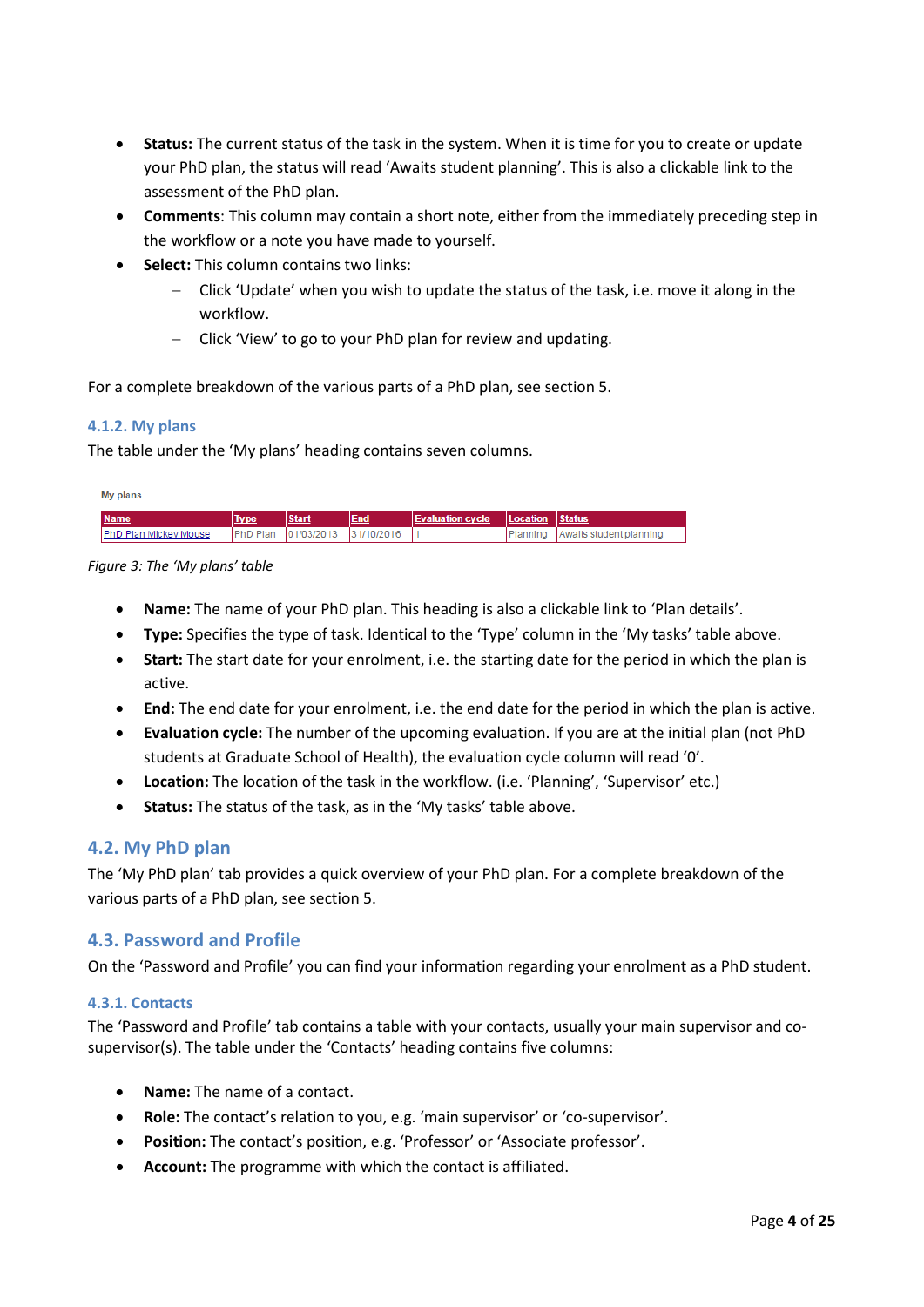- **Status:** The current status of the task in the system. When it is time for you to create or update your PhD plan, the status will read 'Awaits student planning'. This is also a clickable link to the assessment of the PhD plan.
- **Comments**: This column may contain a short note, either from the immediately preceding step in the workflow or a note you have made to yourself.
- **Select:** This column contains two links:
  - Click 'Update' when you wish to update the status of the task, i.e. move it along in the workflow.
  - Click 'View' to go to your PhD plan for review and updating.

For a complete breakdown of the various parts of a PhD plan, see section 5.

#### 4.1.2. My plans

The table under the 'My plans' heading contains seven columns.

My plans

| Name | Type | Start | End | Evaluation cycle | Location | Status |
|---|---|---|---|---|---|---|
| PhD Plan Mickey Mouse | PhD Plan | 01/03/2013 | 31/10/2016 | 1 | Planning | Awaits student planning |

*Figure 3: The 'My plans' table*

- **Name:** The name of your PhD plan. This heading is also a clickable link to 'Plan details'.
- **Type:** Specifies the type of task. Identical to the 'Type' column in the 'My tasks' table above.
- **Start:** The start date for your enrolment, i.e. the starting date for the period in which the plan is active.
- **End:** The end date for your enrolment, i.e. the end date for the period in which the plan is active.
- **Evaluation cycle:** The number of the upcoming evaluation. If you are at the initial plan (not PhD students at Graduate School of Health), the evaluation cycle column will read '0'.
- **Location:** The location of the task in the workflow. (i.e. 'Planning', 'Supervisor' etc.)
- **Status:** The status of the task, as in the 'My tasks' table above.

### 4.2. My PhD plan

The 'My PhD plan' tab provides a quick overview of your PhD plan. For a complete breakdown of the various parts of a PhD plan, see section 5.

### 4.3. Password and Profile

On the 'Password and Profile' you can find your information regarding your enrolment as a PhD student.

#### 4.3.1. Contacts

The 'Password and Profile' tab contains a table with your contacts, usually your main supervisor and co-supervisor(s). The table under the 'Contacts' heading contains five columns:

- **Name:** The name of a contact.
- **Role:** The contact's relation to you, e.g. 'main supervisor' or 'co-supervisor'.
- **Position:** The contact's position, e.g. 'Professor' or 'Associate professor'.
- **Account:** The programme with which the contact is affiliated.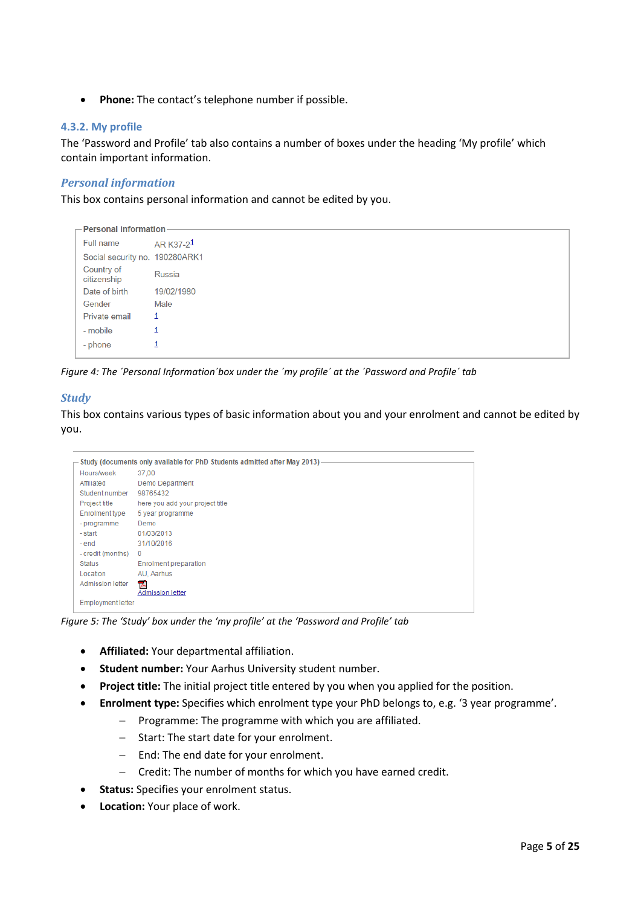- **Phone:** The contact's telephone number if possible.

### 4.3.2. My profile

The 'Password and Profile' tab also contains a number of boxes under the heading 'My profile' which contain important information.

#### *Personal information*

This box contains personal information and cannot be edited by you.

**Personal information**

| | |
|---|---|
| Full name | AR K37-2[1] |
| Social security no. | 190280ARK1 |
| Country of citizenship | Russia |
| Date of birth | 19/02/1980 |
| Gender | Male |
| Private email | 1 |
| - mobile | 1 |
| - phone | 1 |

*Figure 4: The ´Personal Information´box under the ´my profile´ at the ´Password and Profile´ tab*

#### *Study*

This box contains various types of basic information about you and your enrolment and cannot be edited by you.

**Study (documents only available for PhD Students admitted after May 2013)**

| | |
|---|---|
| Hours/week | 37,00 |
| Affiliated | Demo Department |
| Student number | 98765432 |
| Project title | here you add your project title |
| Enrolment type | 5 year programme |
| - programme | Demo |
| - start | 01/03/2013 |
| - end | 31/10/2016 |
| - credit (months) | 0 |
| Status | Enrolment preparation |
| Location | AU, Aarhus |
| Admission letter | Admission letter |
| Employment letter | |

*Figure 5: The 'Study' box under the 'my profile' at the 'Password and Profile' tab*

- **Affiliated:** Your departmental affiliation.
- **Student number:** Your Aarhus University student number.
- **Project title:** The initial project title entered by you when you applied for the position.
- **Enrolment type:** Specifies which enrolment type your PhD belongs to, e.g. '3 year programme'.
  - Programme: The programme with which you are affiliated.
  - Start: The start date for your enrolment.
  - End: The end date for your enrolment.
  - Credit: The number of months for which you have earned credit.
- **Status:** Specifies your enrolment status.
- **Location:** Your place of work.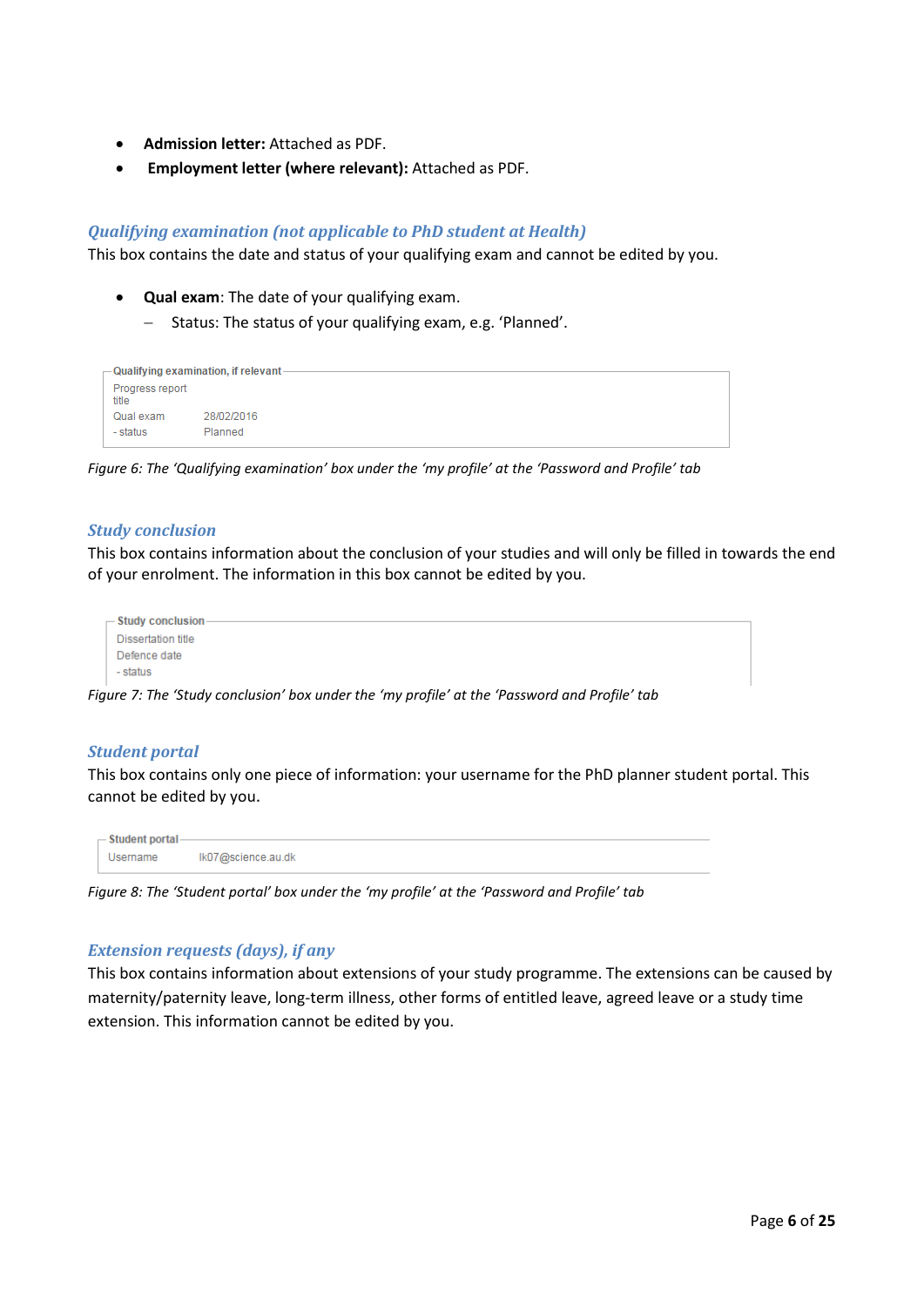- **Admission letter:** Attached as PDF.
- **Employment letter (where relevant):** Attached as PDF.

### *Qualifying examination (not applicable to PhD student at Health)*

This box contains the date and status of your qualifying exam and cannot be edited by you.

- **Qual exam**: The date of your qualifying exam.
  - Status: The status of your qualifying exam, e.g. 'Planned'.

| Qualifying examination, if relevant | |
|---|---|
| Progress report title | |
| Qual exam | 28/02/2016 |
| - status | Planned |

*Figure 6: The 'Qualifying examination' box under the 'my profile' at the 'Password and Profile' tab*

### *Study conclusion*

This box contains information about the conclusion of your studies and will only be filled in towards the end of your enrolment. The information in this box cannot be edited by you.

| Study conclusion | |
|---|---|
| Dissertation title | |
| Defence date | |
| - status | |

*Figure 7: The 'Study conclusion' box under the 'my profile' at the 'Password and Profile' tab*

### *Student portal*

This box contains only one piece of information: your username for the PhD planner student portal. This cannot be edited by you.

| Student portal | |
|---|---|
| Username | lk07@science.au.dk |

*Figure 8: The 'Student portal' box under the 'my profile' at the 'Password and Profile' tab*

### *Extension requests (days), if any*

This box contains information about extensions of your study programme. The extensions can be caused by maternity/paternity leave, long-term illness, other forms of entitled leave, agreed leave or a study time extension. This information cannot be edited by you.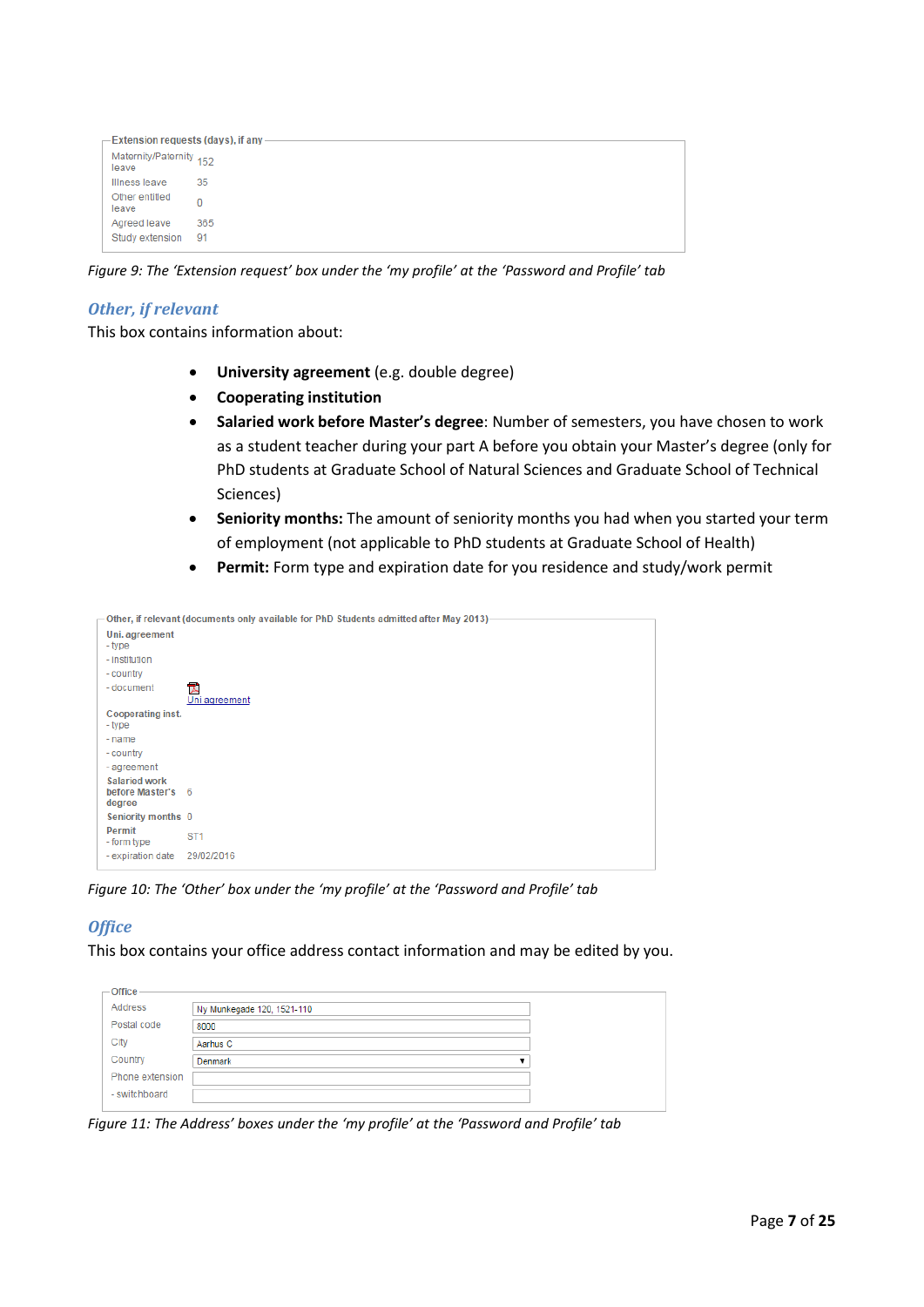| Extension requests (days), if any | |
|---|---|
| Maternity/Paternity leave | 152 |
| Illness leave | 35 |
| Other entitled leave | 0 |
| Agreed leave | 365 |
| Study extension | 91 |

*Figure 9: The 'Extension request' box under the 'my profile' at the 'Password and Profile' tab*

### *Other, if relevant*

This box contains information about:

- **University agreement** (e.g. double degree)
- **Cooperating institution**
- **Salaried work before Master's degree**: Number of semesters, you have chosen to work as a student teacher during your part A before you obtain your Master's degree (only for PhD students at Graduate School of Natural Sciences and Graduate School of Technical Sciences)
- **Seniority months:** The amount of seniority months you had when you started your term of employment (not applicable to PhD students at Graduate School of Health)
- **Permit:** Form type and expiration date for you residence and study/work permit

| Other, if relevant (documents only available for PhD Students admitted after May 2013) | |
|---|---|
| **Uni. agreement** | |
| - type | |
| - institution | |
| - country | |
| - document | Uni agreement |
| **Cooperating inst.** | |
| - type | |
| - name | |
| - country | |
| - agreement | |
| **Salaried work before Master's degree** | 6 |
| **Seniority months** | 0 |
| **Permit** | |
| - form type | ST1 |
| - expiration date | 29/02/2016 |

*Figure 10: The 'Other' box under the 'my profile' at the 'Password and Profile' tab*

### *Office*

This box contains your office address contact information and may be edited by you.

| Office | |
|---|---|
| Address | Ny Munkegade 120, 1521-110 |
| Postal code | 8000 |
| City | Aarhus C |
| Country | Denmark |
| Phone extension | |
| - switchboard | |

*Figure 11: The Address' boxes under the 'my profile' at the 'Password and Profile' tab*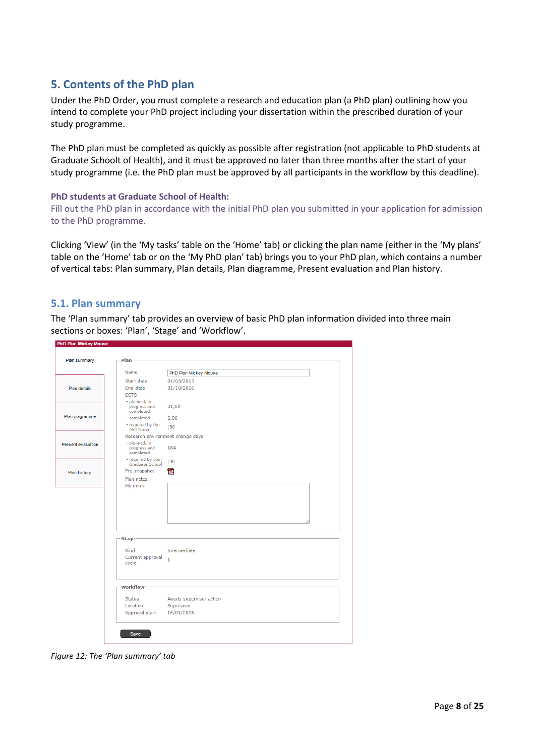## 5. Contents of the PhD plan

Under the PhD Order, you must complete a research and education plan (a PhD plan) outlining how you intend to complete your PhD project including your dissertation within the prescribed duration of your study programme.

The PhD plan must be completed as quickly as possible after registration (not applicable to PhD students at Graduate Schoolt of Health), and it must be approved no later than three months after the start of your study programme (i.e. the PhD plan must be approved by all participants in the workflow by this deadline).

**PhD students at Graduate School of Health:**
Fill out the PhD plan in accordance with the initial PhD plan you submitted in your application for admission to the PhD programme.

Clicking 'View' (in the 'My tasks' table on the 'Home' tab) or clicking the plan name (either in the 'My plans' table on the 'Home' tab or on the 'My PhD plan' tab) brings you to your PhD plan, which contains a number of vertical tabs: Plan summary, Plan details, Plan diagramme, Present evaluation and Plan history.

### 5.1. Plan summary

The 'Plan summary' tab provides an overview of basic PhD plan information divided into three main sections or boxes: 'Plan', 'Stage' and 'Workflow'.

*Figure 12: The 'Plan summary' tab*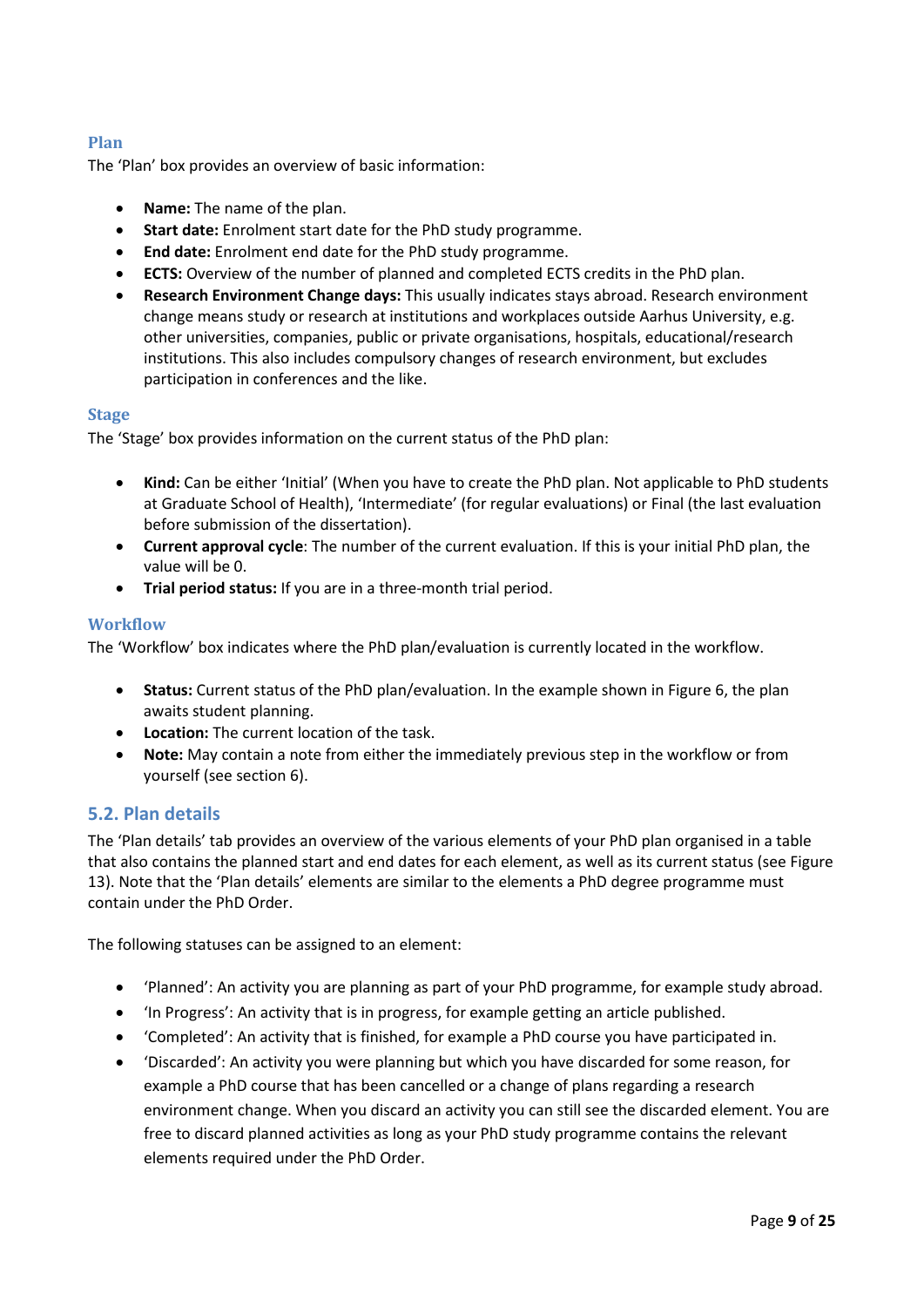### Plan

The 'Plan' box provides an overview of basic information:

- **Name:** The name of the plan.
- **Start date:** Enrolment start date for the PhD study programme.
- **End date:** Enrolment end date for the PhD study programme.
- **ECTS:** Overview of the number of planned and completed ECTS credits in the PhD plan.
- **Research Environment Change days:** This usually indicates stays abroad. Research environment change means study or research at institutions and workplaces outside Aarhus University, e.g. other universities, companies, public or private organisations, hospitals, educational/research institutions. This also includes compulsory changes of research environment, but excludes participation in conferences and the like.

### Stage

The 'Stage' box provides information on the current status of the PhD plan:

- **Kind:** Can be either 'Initial' (When you have to create the PhD plan. Not applicable to PhD students at Graduate School of Health), 'Intermediate' (for regular evaluations) or Final (the last evaluation before submission of the dissertation).
- **Current approval cycle**: The number of the current evaluation. If this is your initial PhD plan, the value will be 0.
- **Trial period status:** If you are in a three-month trial period.

### Workflow

The 'Workflow' box indicates where the PhD plan/evaluation is currently located in the workflow.

- **Status:** Current status of the PhD plan/evaluation. In the example shown in Figure 6, the plan awaits student planning.
- **Location:** The current location of the task.
- **Note:** May contain a note from either the immediately previous step in the workflow or from yourself (see section 6).

## 5.2. Plan details

The 'Plan details' tab provides an overview of the various elements of your PhD plan organised in a table that also contains the planned start and end dates for each element, as well as its current status (see Figure 13). Note that the 'Plan details' elements are similar to the elements a PhD degree programme must contain under the PhD Order.

The following statuses can be assigned to an element:

- 'Planned': An activity you are planning as part of your PhD programme, for example study abroad.
- 'In Progress': An activity that is in progress, for example getting an article published.
- 'Completed': An activity that is finished, for example a PhD course you have participated in.
- 'Discarded': An activity you were planning but which you have discarded for some reason, for example a PhD course that has been cancelled or a change of plans regarding a research environment change. When you discard an activity you can still see the discarded element. You are free to discard planned activities as long as your PhD study programme contains the relevant elements required under the PhD Order.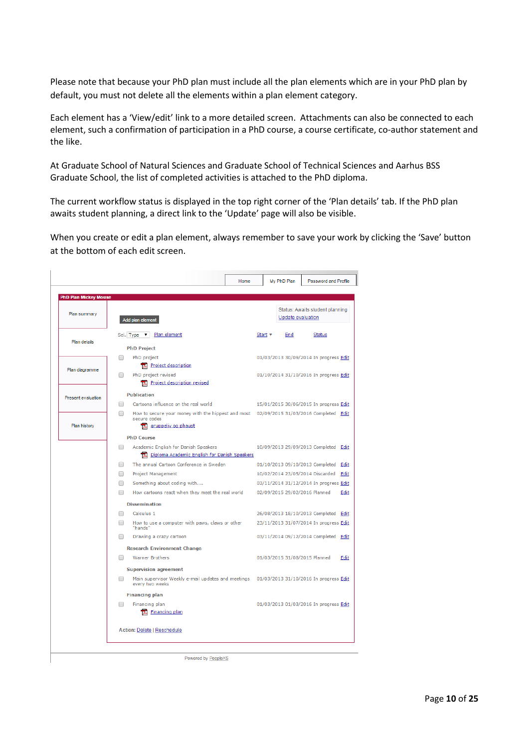Please note that because your PhD plan must include all the plan elements which are in your PhD plan by default, you must not delete all the elements within a plan element category.

Each element has a 'View/edit' link to a more detailed screen. Attachments can also be connected to each element, such a confirmation of participation in a PhD course, a course certificate, co-author statement and the like.

At Graduate School of Natural Sciences and Graduate School of Technical Sciences and Aarhus BSS Graduate School, the list of completed activities is attached to the PhD diploma.

The current workflow status is displayed in the top right corner of the 'Plan details' tab. If the PhD plan awaits student planning, a direct link to the 'Update' page will also be visible.

When you create or edit a plan element, always remember to save your work by clicking the 'Save' button at the bottom of each edit screen.

Home | My PhD Plan | Password and Profile

**PhD Plan Mickey Mouse**

- Plan summary
- Plan details
- Plan diagramme
- Present evaluation
- Plan history

Add plan element

Status: Awaits student planning
Update evaluation

| Sel. Type | Plan element | Start | End | Status | |
|---|---|---|---|---|---|
| | **PhD Project** | | | | |
| ☐ | PhD project<br>Project description | 01/03/2013 | 30/09/2014 | In progress | Edit |
| ☐ | PhD project revised<br>Project description revised | 01/10/2014 | 31/10/2016 | In progress | Edit |
| | **Publication** | | | | |
| ☐ | Cartoons influence on the real world | 15/01/2015 | 30/06/2015 | In progress | Edit |
| ☐ | How to secure your money with the hippest and most secure codes<br>gruppeliv og phaust | 02/09/2015 | 31/03/2016 | Completed | Edit |
| | **PhD Course** | | | | |
| ☐ | Academic English for Danish Speakers<br>Diploma Academic English for Danish Speakers | 10/09/2013 | 29/09/2013 | Completed | Edit |
| ☐ | The annual Cartoon Conference in Sweden | 01/10/2013 | 09/10/2013 | Completed | Edit |
| ☐ | Project Management | 10/02/2014 | 23/05/2014 | Discarded | Edit |
| ☐ | Something about coding with.... | 03/11/2014 | 31/12/2014 | In progress | Edit |
| ☐ | How cartoons react when they meet the real world | 02/09/2015 | 29/02/2016 | Planned | Edit |
| | **Dissemination** | | | | |
| ☐ | Calculus 1 | 26/08/2013 | 18/10/2013 | Completed | Edit |
| ☐ | How to use a computer with paws, claws or other "hands" | 23/11/2013 | 31/07/2014 | In progress | Edit |
| ☐ | Drawing a crazy cartoon | 03/11/2014 | 09/12/2014 | Completed | Edit |
| | **Research Environment Change** | | | | |
| ☐ | Warner Brothers | 01/03/2015 | 31/08/2015 | Planned | Edit |
| | **Supervision agreement** | | | | |
| ☐ | Main supervisor Weekly e-mail updates and meetings every two weeks | 01/03/2013 | 31/10/2016 | In progress | Edit |
| | **Financing plan** | | | | |
| ☐ | Financing plan<br>Financing plan | 01/03/2013 | 01/03/2016 | In progress | Edit |

Action: Delete | Reschedule

Powered by PeopleXS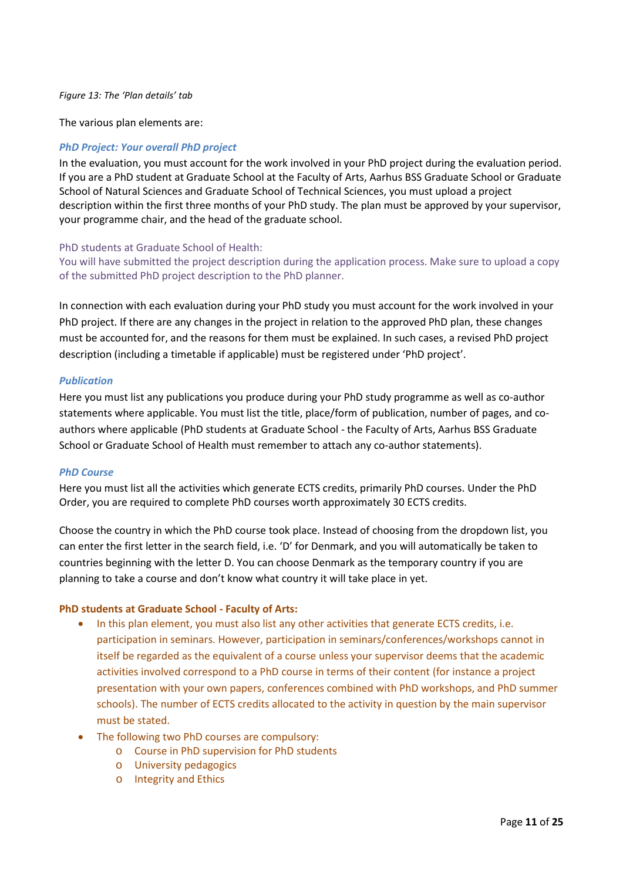*Figure 13: The 'Plan details' tab*

The various plan elements are:

***PhD Project: Your overall PhD project***

In the evaluation, you must account for the work involved in your PhD project during the evaluation period. If you are a PhD student at Graduate School at the Faculty of Arts, Aarhus BSS Graduate School or Graduate School of Natural Sciences and Graduate School of Technical Sciences, you must upload a project description within the first three months of your PhD study. The plan must be approved by your supervisor, your programme chair, and the head of the graduate school.

PhD students at Graduate School of Health:
You will have submitted the project description during the application process. Make sure to upload a copy of the submitted PhD project description to the PhD planner.

In connection with each evaluation during your PhD study you must account for the work involved in your PhD project. If there are any changes in the project in relation to the approved PhD plan, these changes must be accounted for, and the reasons for them must be explained. In such cases, a revised PhD project description (including a timetable if applicable) must be registered under 'PhD project'.

***Publication***

Here you must list any publications you produce during your PhD study programme as well as co-author statements where applicable. You must list the title, place/form of publication, number of pages, and co-authors where applicable (PhD students at Graduate School - the Faculty of Arts, Aarhus BSS Graduate School or Graduate School of Health must remember to attach any co-author statements).

***PhD Course***

Here you must list all the activities which generate ECTS credits, primarily PhD courses. Under the PhD Order, you are required to complete PhD courses worth approximately 30 ECTS credits.

Choose the country in which the PhD course took place. Instead of choosing from the dropdown list, you can enter the first letter in the search field, i.e. 'D' for Denmark, and you will automatically be taken to countries beginning with the letter D. You can choose Denmark as the temporary country if you are planning to take a course and don't know what country it will take place in yet.

**PhD students at Graduate School - Faculty of Arts:**

- In this plan element, you must also list any other activities that generate ECTS credits, i.e. participation in seminars. However, participation in seminars/conferences/workshops cannot in itself be regarded as the equivalent of a course unless your supervisor deems that the academic activities involved correspond to a PhD course in terms of their content (for instance a project presentation with your own papers, conferences combined with PhD workshops, and PhD summer schools). The number of ECTS credits allocated to the activity in question by the main supervisor must be stated.
- The following two PhD courses are compulsory:
  - Course in PhD supervision for PhD students
  - University pedagogics
  - Integrity and Ethics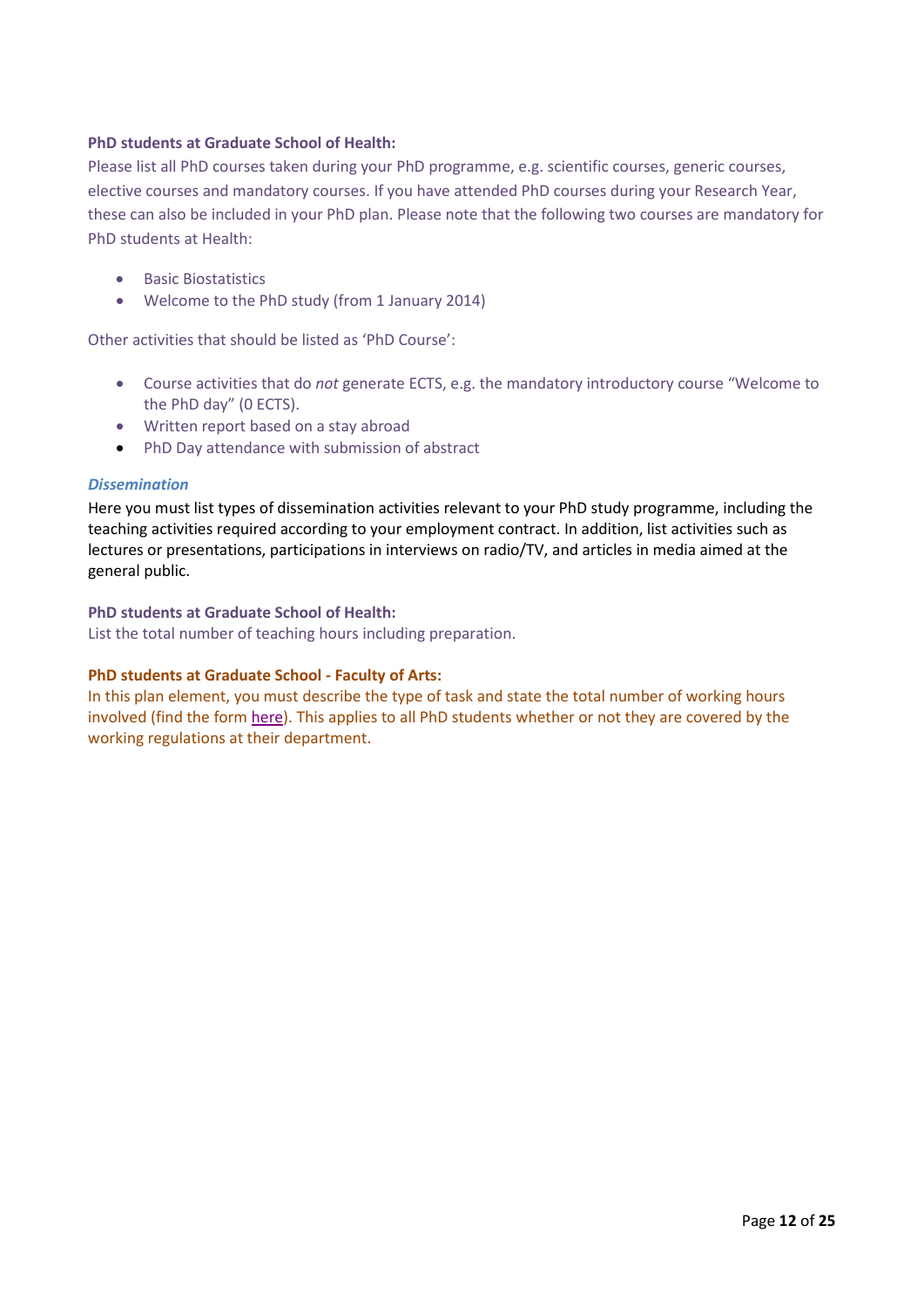**PhD students at Graduate School of Health:**

Please list all PhD courses taken during your PhD programme, e.g. scientific courses, generic courses, elective courses and mandatory courses. If you have attended PhD courses during your Research Year, these can also be included in your PhD plan. Please note that the following two courses are mandatory for PhD students at Health:

- Basic Biostatistics
- Welcome to the PhD study (from 1 January 2014)

Other activities that should be listed as 'PhD Course':

- Course activities that do *not* generate ECTS, e.g. the mandatory introductory course "Welcome to the PhD day" (0 ECTS).
- Written report based on a stay abroad
- PhD Day attendance with submission of abstract

### *Dissemination*

Here you must list types of dissemination activities relevant to your PhD study programme, including the teaching activities required according to your employment contract. In addition, list activities such as lectures or presentations, participations in interviews on radio/TV, and articles in media aimed at the general public.

**PhD students at Graduate School of Health:**

List the total number of teaching hours including preparation.

**PhD students at Graduate School - Faculty of Arts:**

In this plan element, you must describe the type of task and state the total number of working hours involved (find the form here). This applies to all PhD students whether or not they are covered by the working regulations at their department.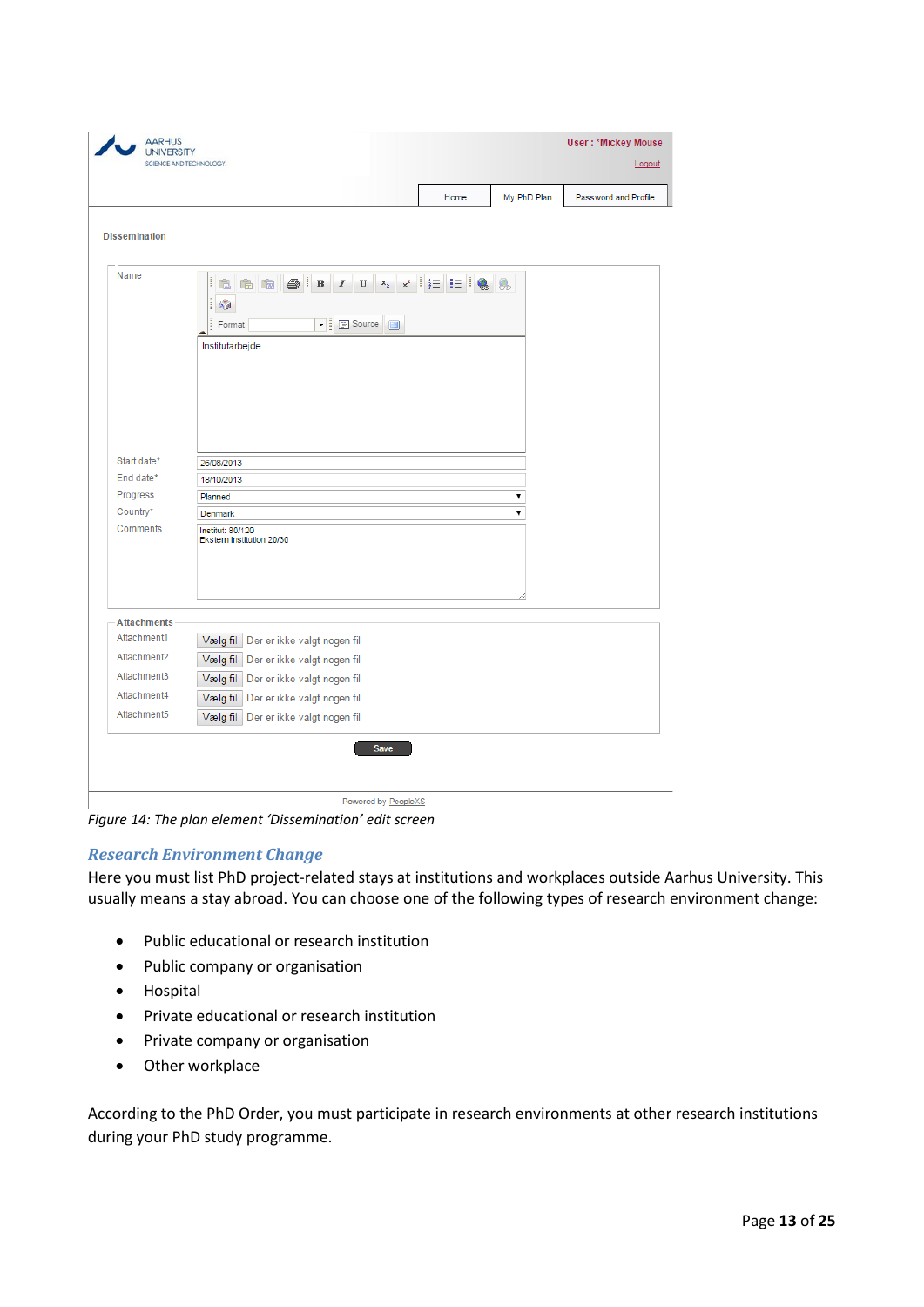Figure 14: The plan element 'Dissemination' edit screen

## Research Environment Change

Here you must list PhD project-related stays at institutions and workplaces outside Aarhus University. This usually means a stay abroad. You can choose one of the following types of research environment change:

- Public educational or research institution
- Public company or organisation
- Hospital
- Private educational or research institution
- Private company or organisation
- Other workplace

According to the PhD Order, you must participate in research environments at other research institutions during your PhD study programme.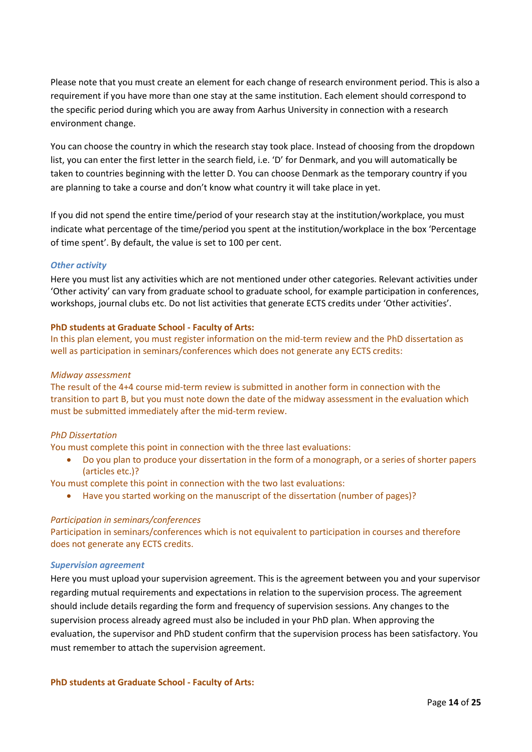Please note that you must create an element for each change of research environment period. This is also a requirement if you have more than one stay at the same institution. Each element should correspond to the specific period during which you are away from Aarhus University in connection with a research environment change.

You can choose the country in which the research stay took place. Instead of choosing from the dropdown list, you can enter the first letter in the search field, i.e. 'D' for Denmark, and you will automatically be taken to countries beginning with the letter D. You can choose Denmark as the temporary country if you are planning to take a course and don't know what country it will take place in yet.

If you did not spend the entire time/period of your research stay at the institution/workplace, you must indicate what percentage of the time/period you spent at the institution/workplace in the box 'Percentage of time spent'. By default, the value is set to 100 per cent.

### *Other activity*

Here you must list any activities which are not mentioned under other categories. Relevant activities under 'Other activity' can vary from graduate school to graduate school, for example participation in conferences, workshops, journal clubs etc. Do not list activities that generate ECTS credits under 'Other activities'.

**PhD students at Graduate School - Faculty of Arts:**

In this plan element, you must register information on the mid-term review and the PhD dissertation as well as participation in seminars/conferences which does not generate any ECTS credits:

*Midway assessment*

The result of the 4+4 course mid-term review is submitted in another form in connection with the transition to part B, but you must note down the date of the midway assessment in the evaluation which must be submitted immediately after the mid-term review.

*PhD Dissertation*

You must complete this point in connection with the three last evaluations:

- Do you plan to produce your dissertation in the form of a monograph, or a series of shorter papers (articles etc.)?

You must complete this point in connection with the two last evaluations:

- Have you started working on the manuscript of the dissertation (number of pages)?

*Participation in seminars/conferences*

Participation in seminars/conferences which is not equivalent to participation in courses and therefore does not generate any ECTS credits.

### *Supervision agreement*

Here you must upload your supervision agreement. This is the agreement between you and your supervisor regarding mutual requirements and expectations in relation to the supervision process. The agreement should include details regarding the form and frequency of supervision sessions. Any changes to the supervision process already agreed must also be included in your PhD plan. When approving the evaluation, the supervisor and PhD student confirm that the supervision process has been satisfactory. You must remember to attach the supervision agreement.

**PhD students at Graduate School - Faculty of Arts:**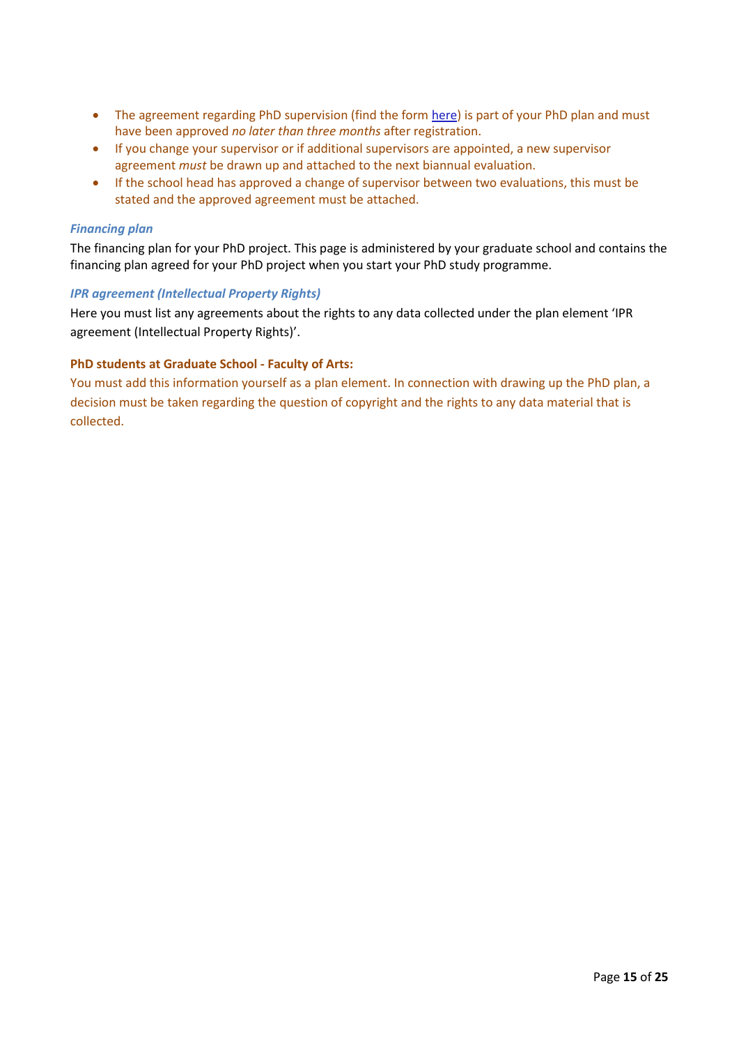- The agreement regarding PhD supervision (find the form here) is part of your PhD plan and must have been approved *no later than three months* after registration.
- If you change your supervisor or if additional supervisors are appointed, a new supervisor agreement *must* be drawn up and attached to the next biannual evaluation.
- If the school head has approved a change of supervisor between two evaluations, this must be stated and the approved agreement must be attached.

### *Financing plan*

The financing plan for your PhD project. This page is administered by your graduate school and contains the financing plan agreed for your PhD project when you start your PhD study programme.

### *IPR agreement (Intellectual Property Rights)*

Here you must list any agreements about the rights to any data collected under the plan element 'IPR agreement (Intellectual Property Rights)'.

**PhD students at Graduate School - Faculty of Arts:**

You must add this information yourself as a plan element. In connection with drawing up the PhD plan, a decision must be taken regarding the question of copyright and the rights to any data material that is collected.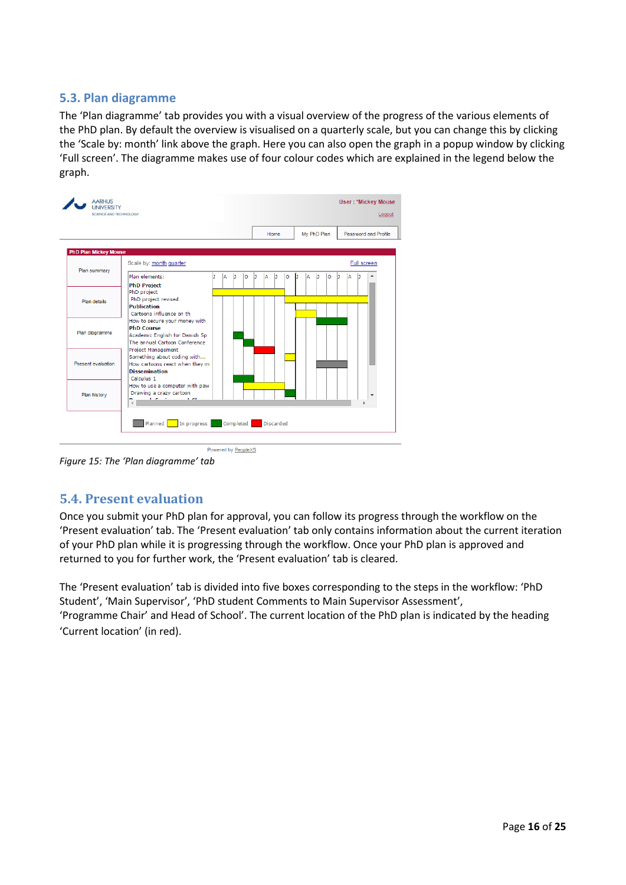## 5.3. Plan diagramme

The 'Plan diagramme' tab provides you with a visual overview of the progress of the various elements of the PhD plan. By default the overview is visualised on a quarterly scale, but you can change this by clicking the 'Scale by: month' link above the graph. Here you can also open the graph in a popup window by clicking 'Full screen'. The diagramme makes use of four colour codes which are explained in the legend below the graph.

*Figure 15: The 'Plan diagramme' tab*

## 5.4. Present evaluation

Once you submit your PhD plan for approval, you can follow its progress through the workflow on the 'Present evaluation' tab. The 'Present evaluation' tab only contains information about the current iteration of your PhD plan while it is progressing through the workflow. Once your PhD plan is approved and returned to you for further work, the 'Present evaluation' tab is cleared.

The 'Present evaluation' tab is divided into five boxes corresponding to the steps in the workflow: 'PhD Student', 'Main Supervisor', 'PhD student Comments to Main Supervisor Assessment', 'Programme Chair' and Head of School'. The current location of the PhD plan is indicated by the heading 'Current location' (in red).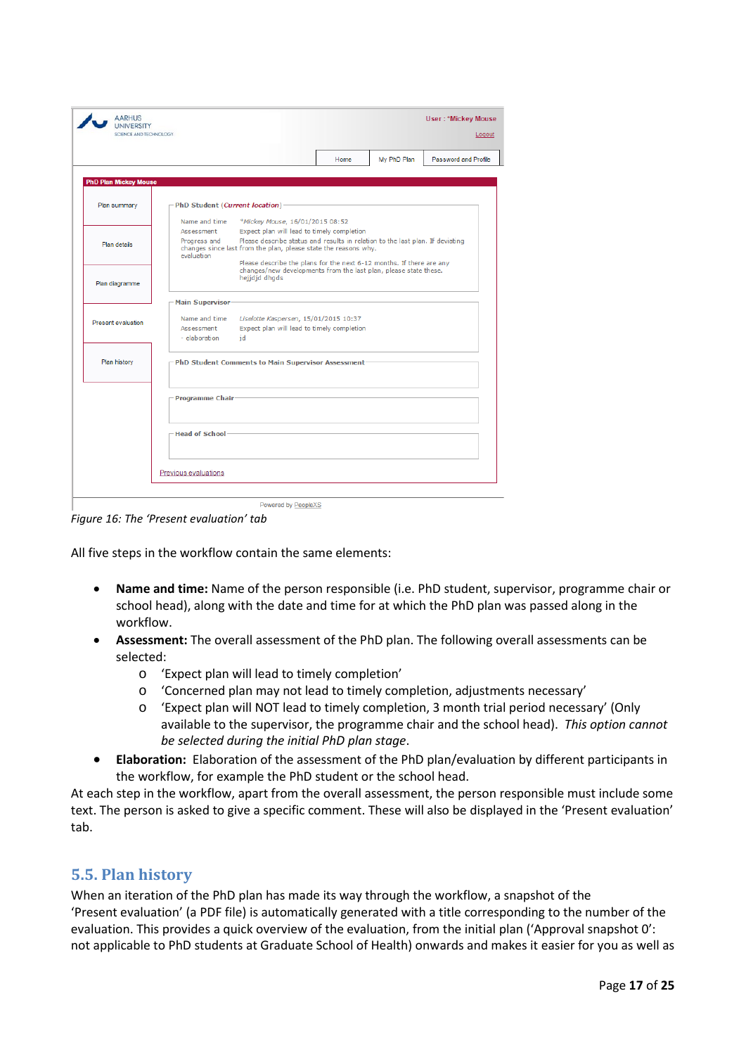Figure 16: The ‘Present evaluation’ tab

All five steps in the workflow contain the same elements:

- **Name and time:** Name of the person responsible (i.e. PhD student, supervisor, programme chair or school head), along with the date and time for at which the PhD plan was passed along in the workflow.
- **Assessment:** The overall assessment of the PhD plan. The following overall assessments can be selected:
  - ‘Expect plan will lead to timely completion’
  - ‘Concerned plan may not lead to timely completion, adjustments necessary’
  - ‘Expect plan will NOT lead to timely completion, 3 month trial period necessary’ (Only available to the supervisor, the programme chair and the school head). *This option cannot be selected during the initial PhD plan stage*.
- **Elaboration:** Elaboration of the assessment of the PhD plan/evaluation by different participants in the workflow, for example the PhD student or the school head.

At each step in the workflow, apart from the overall assessment, the person responsible must include some text. The person is asked to give a specific comment. These will also be displayed in the ‘Present evaluation’ tab.

## 5.5. Plan history

When an iteration of the PhD plan has made its way through the workflow, a snapshot of the ‘Present evaluation’ (a PDF file) is automatically generated with a title corresponding to the number of the evaluation. This provides a quick overview of the evaluation, from the initial plan (‘Approval snapshot 0’: not applicable to PhD students at Graduate School of Health) onwards and makes it easier for you as well as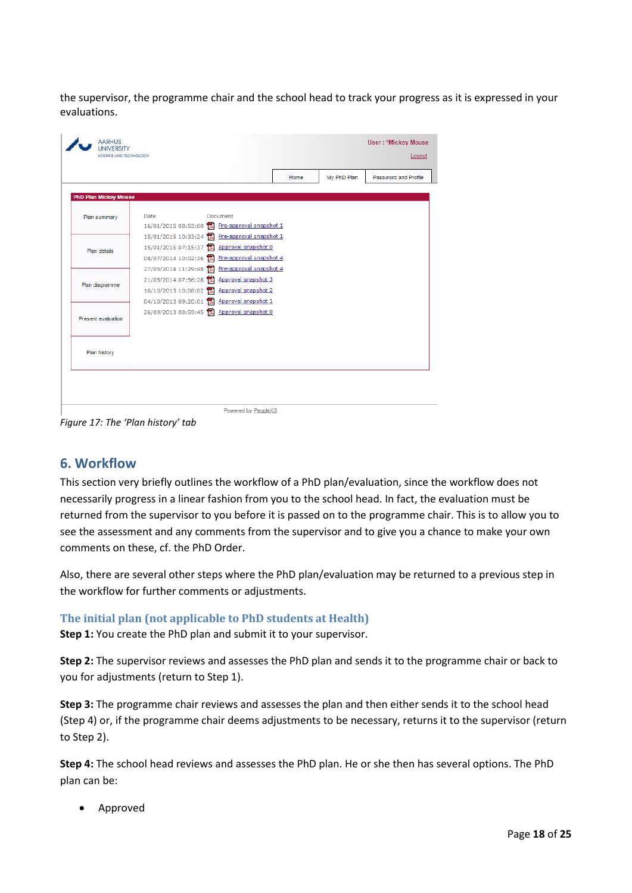the supervisor, the programme chair and the school head to track your progress as it is expressed in your evaluations.

Figure 17: The 'Plan history' tab

## 6. Workflow

This section very briefly outlines the workflow of a PhD plan/evaluation, since the workflow does not necessarily progress in a linear fashion from you to the school head. In fact, the evaluation must be returned from the supervisor to you before it is passed on to the programme chair. This is to allow you to see the assessment and any comments from the supervisor and to give you a chance to make your own comments on these, cf. the PhD Order.

Also, there are several other steps where the PhD plan/evaluation may be returned to a previous step in the workflow for further comments or adjustments.

### The initial plan (not applicable to PhD students at Health)

**Step 1:** You create the PhD plan and submit it to your supervisor.

**Step 2:** The supervisor reviews and assesses the PhD plan and sends it to the programme chair or back to you for adjustments (return to Step 1).

**Step 3:** The programme chair reviews and assesses the plan and then either sends it to the school head (Step 4) or, if the programme chair deems adjustments to be necessary, returns it to the supervisor (return to Step 2).

**Step 4:** The school head reviews and assesses the PhD plan. He or she then has several options. The PhD plan can be:

- Approved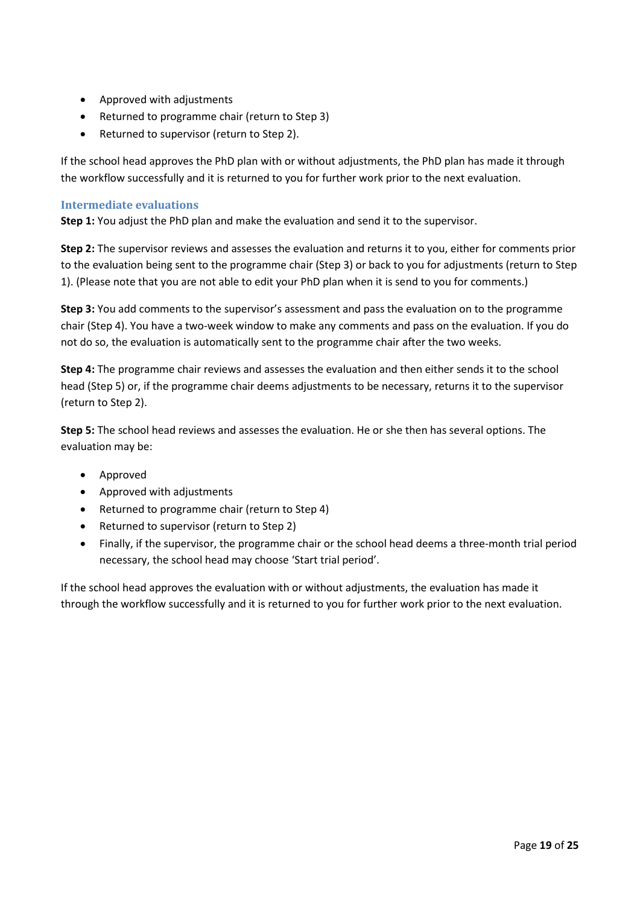- Approved with adjustments
- Returned to programme chair (return to Step 3)
- Returned to supervisor (return to Step 2).

If the school head approves the PhD plan with or without adjustments, the PhD plan has made it through the workflow successfully and it is returned to you for further work prior to the next evaluation.

### Intermediate evaluations

**Step 1:** You adjust the PhD plan and make the evaluation and send it to the supervisor.

**Step 2:** The supervisor reviews and assesses the evaluation and returns it to you, either for comments prior to the evaluation being sent to the programme chair (Step 3) or back to you for adjustments (return to Step 1). (Please note that you are not able to edit your PhD plan when it is send to you for comments.)

**Step 3:** You add comments to the supervisor's assessment and pass the evaluation on to the programme chair (Step 4). You have a two-week window to make any comments and pass on the evaluation. If you do not do so, the evaluation is automatically sent to the programme chair after the two weeks.

**Step 4:** The programme chair reviews and assesses the evaluation and then either sends it to the school head (Step 5) or, if the programme chair deems adjustments to be necessary, returns it to the supervisor (return to Step 2).

**Step 5:** The school head reviews and assesses the evaluation. He or she then has several options. The evaluation may be:

- Approved
- Approved with adjustments
- Returned to programme chair (return to Step 4)
- Returned to supervisor (return to Step 2)
- Finally, if the supervisor, the programme chair or the school head deems a three-month trial period necessary, the school head may choose 'Start trial period'.

If the school head approves the evaluation with or without adjustments, the evaluation has made it through the workflow successfully and it is returned to you for further work prior to the next evaluation.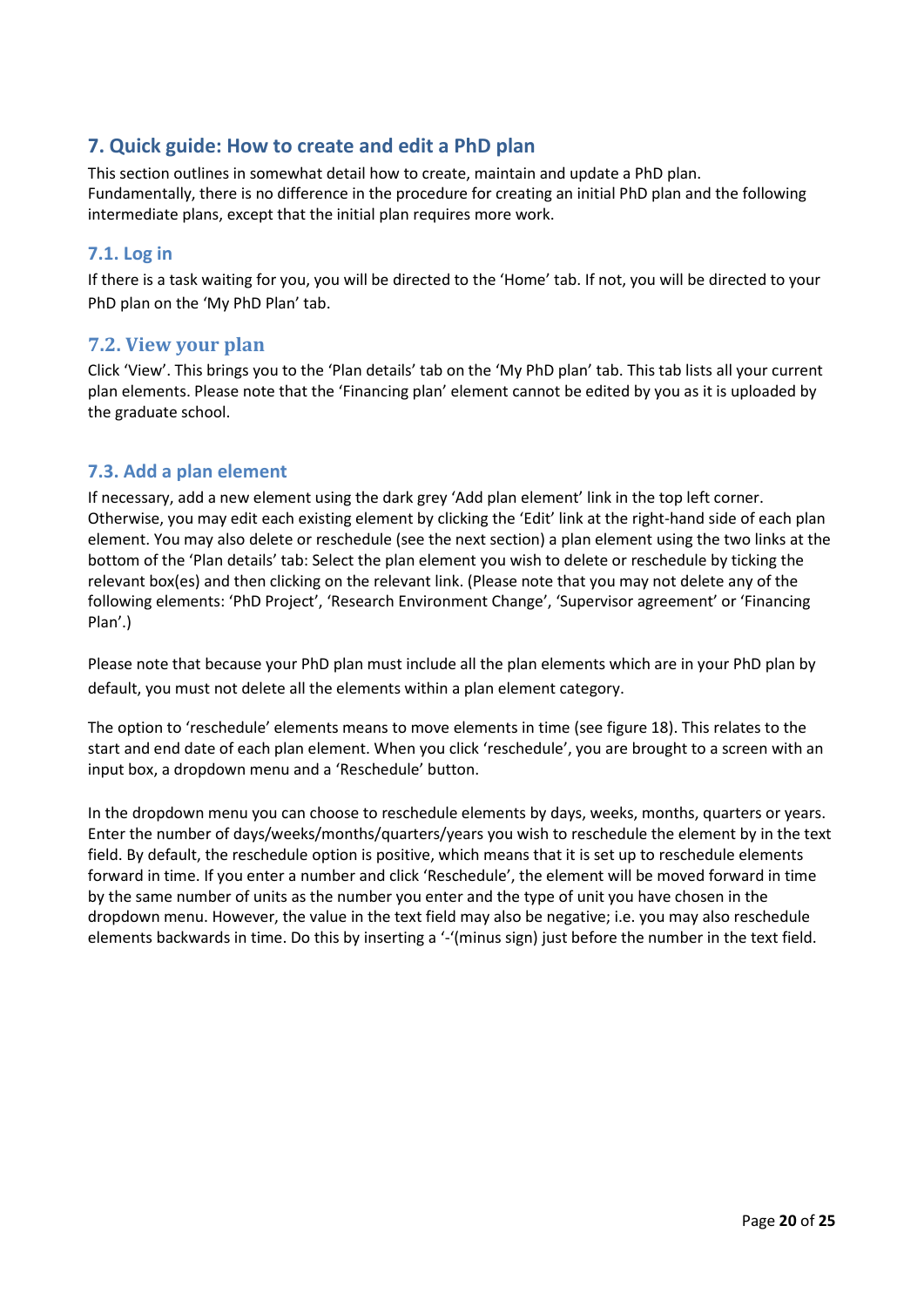## 7. Quick guide: How to create and edit a PhD plan

This section outlines in somewhat detail how to create, maintain and update a PhD plan. Fundamentally, there is no difference in the procedure for creating an initial PhD plan and the following intermediate plans, except that the initial plan requires more work.

### 7.1. Log in

If there is a task waiting for you, you will be directed to the 'Home' tab. If not, you will be directed to your PhD plan on the 'My PhD Plan' tab.

### 7.2. View your plan

Click 'View'. This brings you to the 'Plan details' tab on the 'My PhD plan' tab. This tab lists all your current plan elements. Please note that the 'Financing plan' element cannot be edited by you as it is uploaded by the graduate school.

### 7.3. Add a plan element

If necessary, add a new element using the dark grey 'Add plan element' link in the top left corner. Otherwise, you may edit each existing element by clicking the 'Edit' link at the right-hand side of each plan element. You may also delete or reschedule (see the next section) a plan element using the two links at the bottom of the 'Plan details' tab: Select the plan element you wish to delete or reschedule by ticking the relevant box(es) and then clicking on the relevant link. (Please note that you may not delete any of the following elements: 'PhD Project', 'Research Environment Change', 'Supervisor agreement' or 'Financing Plan'.)

Please note that because your PhD plan must include all the plan elements which are in your PhD plan by default, you must not delete all the elements within a plan element category.

The option to 'reschedule' elements means to move elements in time (see figure 18). This relates to the start and end date of each plan element. When you click 'reschedule', you are brought to a screen with an input box, a dropdown menu and a 'Reschedule' button.

In the dropdown menu you can choose to reschedule elements by days, weeks, months, quarters or years. Enter the number of days/weeks/months/quarters/years you wish to reschedule the element by in the text field. By default, the reschedule option is positive, which means that it is set up to reschedule elements forward in time. If you enter a number and click 'Reschedule', the element will be moved forward in time by the same number of units as the number you enter and the type of unit you have chosen in the dropdown menu. However, the value in the text field may also be negative; i.e. you may also reschedule elements backwards in time. Do this by inserting a '-'(minus sign) just before the number in the text field.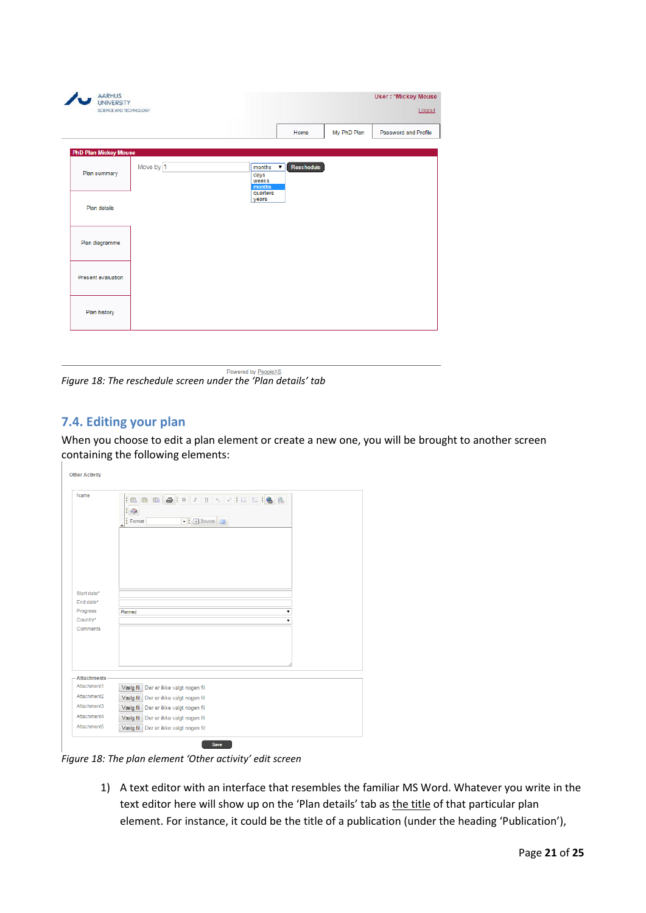*Figure 18: The reschedule screen under the 'Plan details' tab*

## 7.4. Editing your plan

When you choose to edit a plan element or create a new one, you will be brought to another screen containing the following elements:

*Figure 18: The plan element 'Other activity' edit screen*

1) A text editor with an interface that resembles the familiar MS Word. Whatever you write in the text editor here will show up on the 'Plan details' tab as the title of that particular plan element. For instance, it could be the title of a publication (under the heading 'Publication'),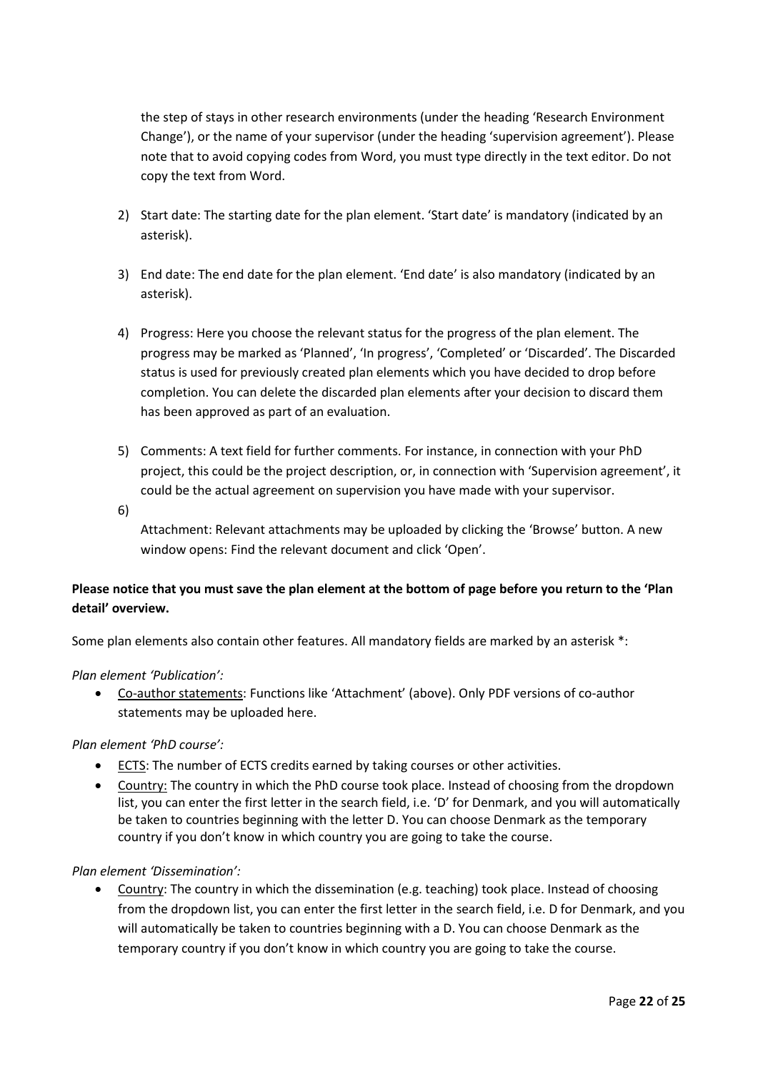the step of stays in other research environments (under the heading 'Research Environment Change'), or the name of your supervisor (under the heading 'supervision agreement'). Please note that to avoid copying codes from Word, you must type directly in the text editor. Do not copy the text from Word.

2) Start date: The starting date for the plan element. 'Start date' is mandatory (indicated by an asterisk).

3) End date: The end date for the plan element. 'End date' is also mandatory (indicated by an asterisk).

4) Progress: Here you choose the relevant status for the progress of the plan element. The progress may be marked as 'Planned', 'In progress', 'Completed' or 'Discarded'. The Discarded status is used for previously created plan elements which you have decided to drop before completion. You can delete the discarded plan elements after your decision to discard them has been approved as part of an evaluation.

5) Comments: A text field for further comments. For instance, in connection with your PhD project, this could be the project description, or, in connection with 'Supervision agreement', it could be the actual agreement on supervision you have made with your supervisor.

6) Attachment: Relevant attachments may be uploaded by clicking the 'Browse' button. A new window opens: Find the relevant document and click 'Open'.

**Please notice that you must save the plan element at the bottom of page before you return to the 'Plan detail' overview.**

Some plan elements also contain other features. All mandatory fields are marked by an asterisk *:

*Plan element 'Publication':*

- Co-author statements: Functions like 'Attachment' (above). Only PDF versions of co-author statements may be uploaded here.

*Plan element 'PhD course':*

- ECTS: The number of ECTS credits earned by taking courses or other activities.
- Country: The country in which the PhD course took place. Instead of choosing from the dropdown list, you can enter the first letter in the search field, i.e. 'D' for Denmark, and you will automatically be taken to countries beginning with the letter D. You can choose Denmark as the temporary country if you don't know in which country you are going to take the course.

*Plan element 'Dissemination':*

- Country: The country in which the dissemination (e.g. teaching) took place. Instead of choosing from the dropdown list, you can enter the first letter in the search field, i.e. D for Denmark, and you will automatically be taken to countries beginning with a D. You can choose Denmark as the temporary country if you don't know in which country you are going to take the course.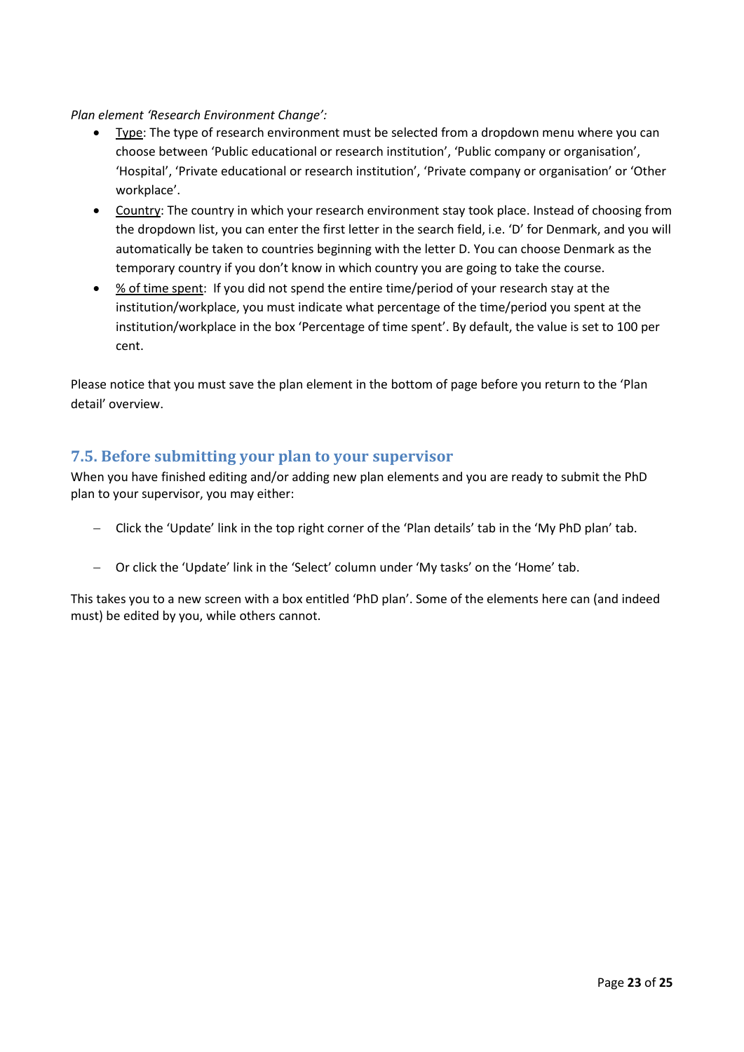*Plan element 'Research Environment Change':*

- Type: The type of research environment must be selected from a dropdown menu where you can choose between 'Public educational or research institution', 'Public company or organisation', 'Hospital', 'Private educational or research institution', 'Private company or organisation' or 'Other workplace'.
- Country: The country in which your research environment stay took place. Instead of choosing from the dropdown list, you can enter the first letter in the search field, i.e. 'D' for Denmark, and you will automatically be taken to countries beginning with the letter D. You can choose Denmark as the temporary country if you don't know in which country you are going to take the course.
- % of time spent: If you did not spend the entire time/period of your research stay at the institution/workplace, you must indicate what percentage of the time/period you spent at the institution/workplace in the box 'Percentage of time spent'. By default, the value is set to 100 per cent.

Please notice that you must save the plan element in the bottom of page before you return to the 'Plan detail' overview.

## 7.5. Before submitting your plan to your supervisor

When you have finished editing and/or adding new plan elements and you are ready to submit the PhD plan to your supervisor, you may either:

- Click the 'Update' link in the top right corner of the 'Plan details' tab in the 'My PhD plan' tab.
- Or click the 'Update' link in the 'Select' column under 'My tasks' on the 'Home' tab.

This takes you to a new screen with a box entitled 'PhD plan'. Some of the elements here can (and indeed must) be edited by you, while others cannot.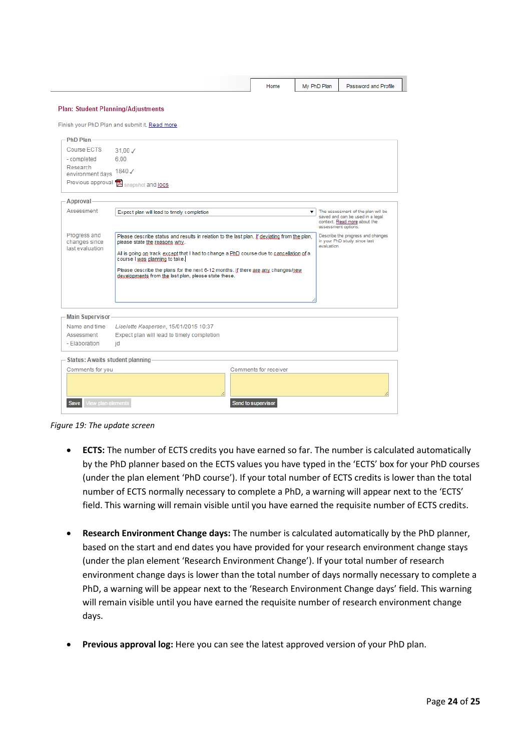Home | My PhD Plan | Password and Profile

Plan: Student Planning/Adjustments

Finish your PhD Plan and submit it. Read more

PhD Plan

Course ECTS 31,00 ✓
- completed 6,00
Research environment days 1840 ✓
Previous approval snapshot and logs

Approval

Assessment: Expect plan will lead to timely completion

The assessment of the plan will be saved and can be used in a legal context. Read more about the assessment options.

Progress and changes since last evaluation

Please describe status and results in relation to the last plan. If deviating from the plan, please state the reasons why.

All is going on track except that I had to change a PhD course due to cancellation of a course I was planning to take.

Please describe the plans for the next 6-12 months. If there are any changes/new developments from the last plan, please state these.

Describe the progress and changes in your PhD study since last evaluation

Main Supervisor

Name and time: Liselotte Kaspersen, 15/01/2015 10:37
Assessment: Expect plan will lead to timely completion
- Elaboration: jd

Status: Awaits student planning

Comments for you | Comments for receiver

Save | View plan elements | Send to supervisor

*Figure 19: The update screen*

- **ECTS:** The number of ECTS credits you have earned so far. The number is calculated automatically by the PhD planner based on the ECTS values you have typed in the 'ECTS' box for your PhD courses (under the plan element 'PhD course'). If your total number of ECTS credits is lower than the total number of ECTS normally necessary to complete a PhD, a warning will appear next to the 'ECTS' field. This warning will remain visible until you have earned the requisite number of ECTS credits.

- **Research Environment Change days:** The number is calculated automatically by the PhD planner, based on the start and end dates you have provided for your research environment change stays (under the plan element 'Research Environment Change'). If your total number of research environment change days is lower than the total number of days normally necessary to complete a PhD, a warning will be appear next to the 'Research Environment Change days' field. This warning will remain visible until you have earned the requisite number of research environment change days.

- **Previous approval log:** Here you can see the latest approved version of your PhD plan.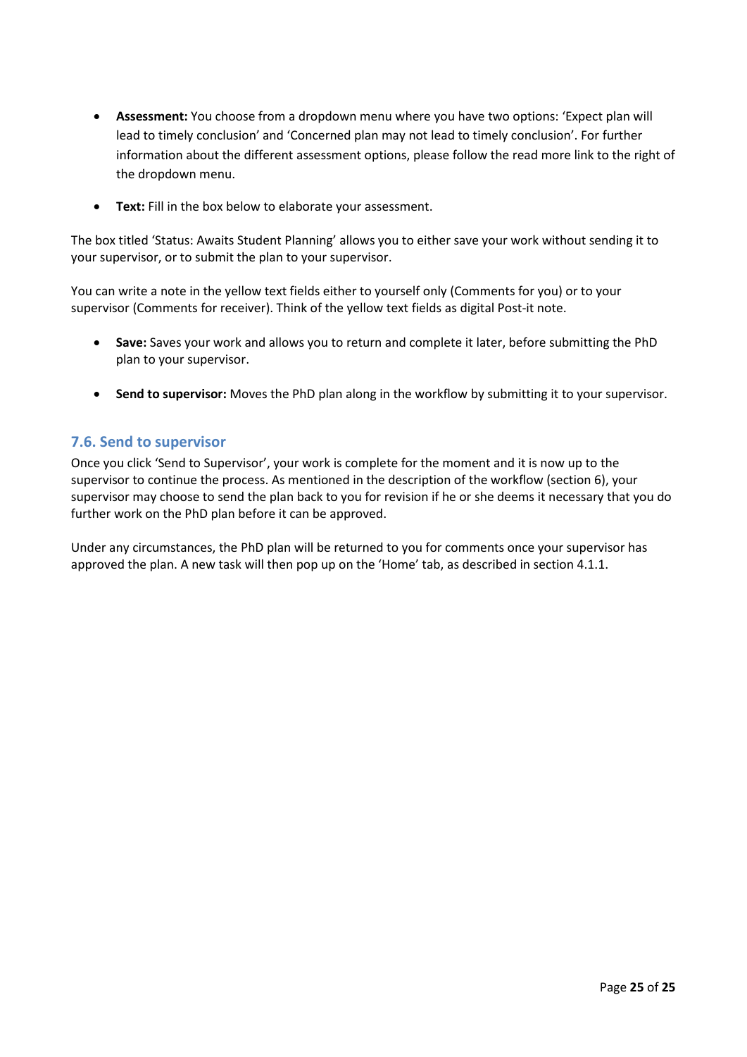- **Assessment:** You choose from a dropdown menu where you have two options: 'Expect plan will lead to timely conclusion' and 'Concerned plan may not lead to timely conclusion'. For further information about the different assessment options, please follow the read more link to the right of the dropdown menu.

- **Text:** Fill in the box below to elaborate your assessment.

The box titled 'Status: Awaits Student Planning' allows you to either save your work without sending it to your supervisor, or to submit the plan to your supervisor.

You can write a note in the yellow text fields either to yourself only (Comments for you) or to your supervisor (Comments for receiver). Think of the yellow text fields as digital Post-it note.

- **Save:** Saves your work and allows you to return and complete it later, before submitting the PhD plan to your supervisor.

- **Send to supervisor:** Moves the PhD plan along in the workflow by submitting it to your supervisor.

## 7.6. Send to supervisor

Once you click 'Send to Supervisor', your work is complete for the moment and it is now up to the supervisor to continue the process. As mentioned in the description of the workflow (section 6), your supervisor may choose to send the plan back to you for revision if he or she deems it necessary that you do further work on the PhD plan before it can be approved.

Under any circumstances, the PhD plan will be returned to you for comments once your supervisor has approved the plan. A new task will then pop up on the 'Home' tab, as described in section 4.1.1.